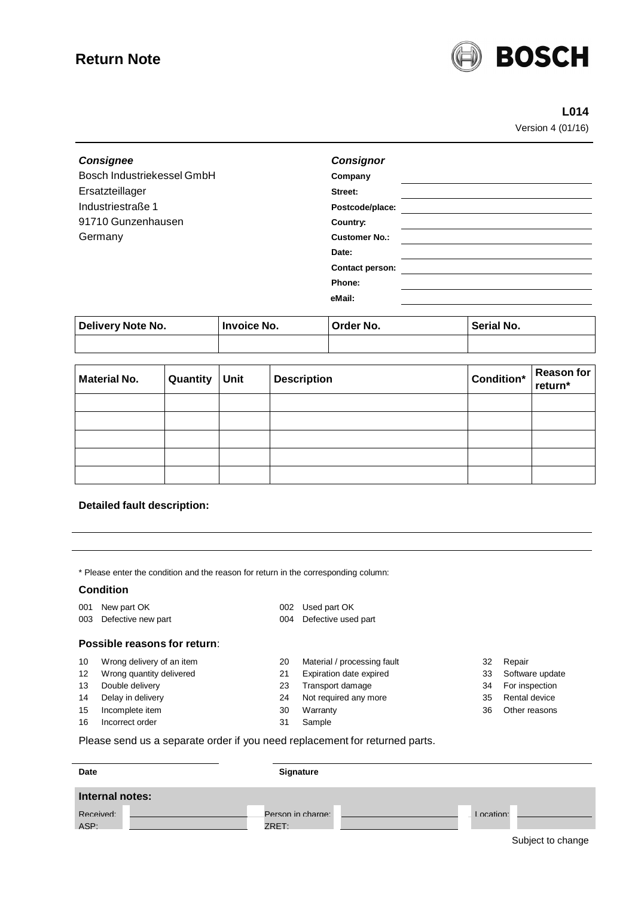# Return Note

BOSCH

**L014**
Version 4 (01/16)

***Consignee***
Bosch Industriekessel GmbH
Ersatzteillager
Industriestraße 1
91710 Gunzenhausen
Germany

***Consignor***

| | |
|---|---|
| **Company** | |
| **Street:** | |
| **Postcode/place:** | |
| **Country:** | |
| **Customer No.:** | |
| **Date:** | |
| **Contact person:** | |
| **Phone:** | |
| **eMail:** | |

| Delivery Note No. | Invoice No. | Order No. | Serial No. |
|---|---|---|---|
| | | | |

| Material No. | Quantity | Unit | Description | Condition* | Reason for return* |
|---|---|---|---|---|---|
| | | | | | |
| | | | | | |
| | | | | | |
| | | | | | |
| | | | | | |

**Detailed fault description:**

\* Please enter the condition and the reason for return in the corresponding column:

### Condition

- 001 New part OK
- 002 Used part OK
- 003 Defective new part
- 004 Defective used part

### Possible reasons for return:

- 10 Wrong delivery of an item
- 12 Wrong quantity delivered
- 13 Double delivery
- 14 Delay in delivery
- 15 Incomplete item
- 16 Incorrect order
- 20 Material / processing fault
- 21 Expiration date expired
- 23 Transport damage
- 24 Not required any more
- 30 Warranty
- 31 Sample
- 32 Repair
- 33 Software update
- 34 For inspection
- 35 Rental device
- 36 Other reasons

Please send us a separate order if you need replacement for returned parts.

**Date** **Signature**

**Internal notes:**

Received: Person in charge: Location:
ASP: ZRET:

Subject to change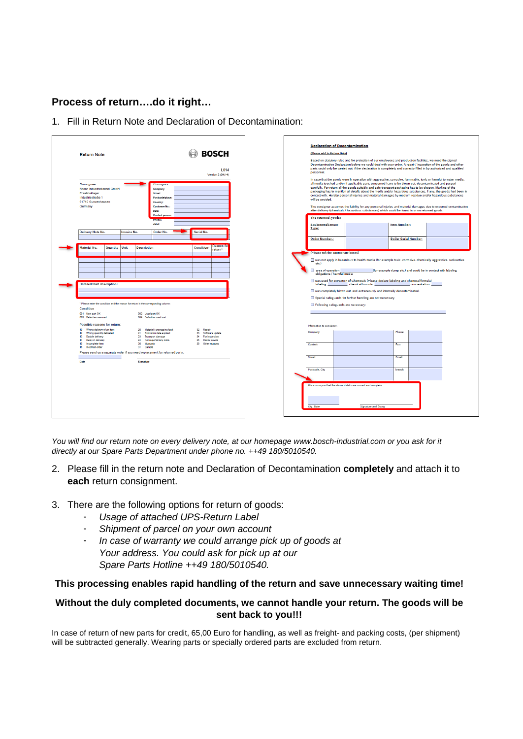## Process of return….do it right…

1. Fill in Return Note and Declaration of Decontamination:

*You will find our return note on every delivery note, at our homepage www.bosch-industrial.com or you ask for it directly at our Spare Parts Department under phone no. ++49 180/5010540.*

2. Please fill in the return note and Declaration of Decontamination **completely** and attach it to **each** return consignment.

3. There are the following options for return of goods:
   - *Usage of attached UPS-Return Label*
   - *Shipment of parcel on your own account*
   - *In case of warranty we could arrange pick up of goods at Your address. You could ask for pick up at our Spare Parts Hotline ++49 180/5010540.*

**This processing enables rapid handling of the return and save unnecessary waiting time!**

**Without the duly completed documents, we cannot handle your return. The goods will be sent back to you!!!**

In case of return of new parts for credit, 65,00 Euro for handling, as well as freight- and packing costs, (per shipment) will be subtracted generally. Wearing parts or specially ordered parts are excluded from return.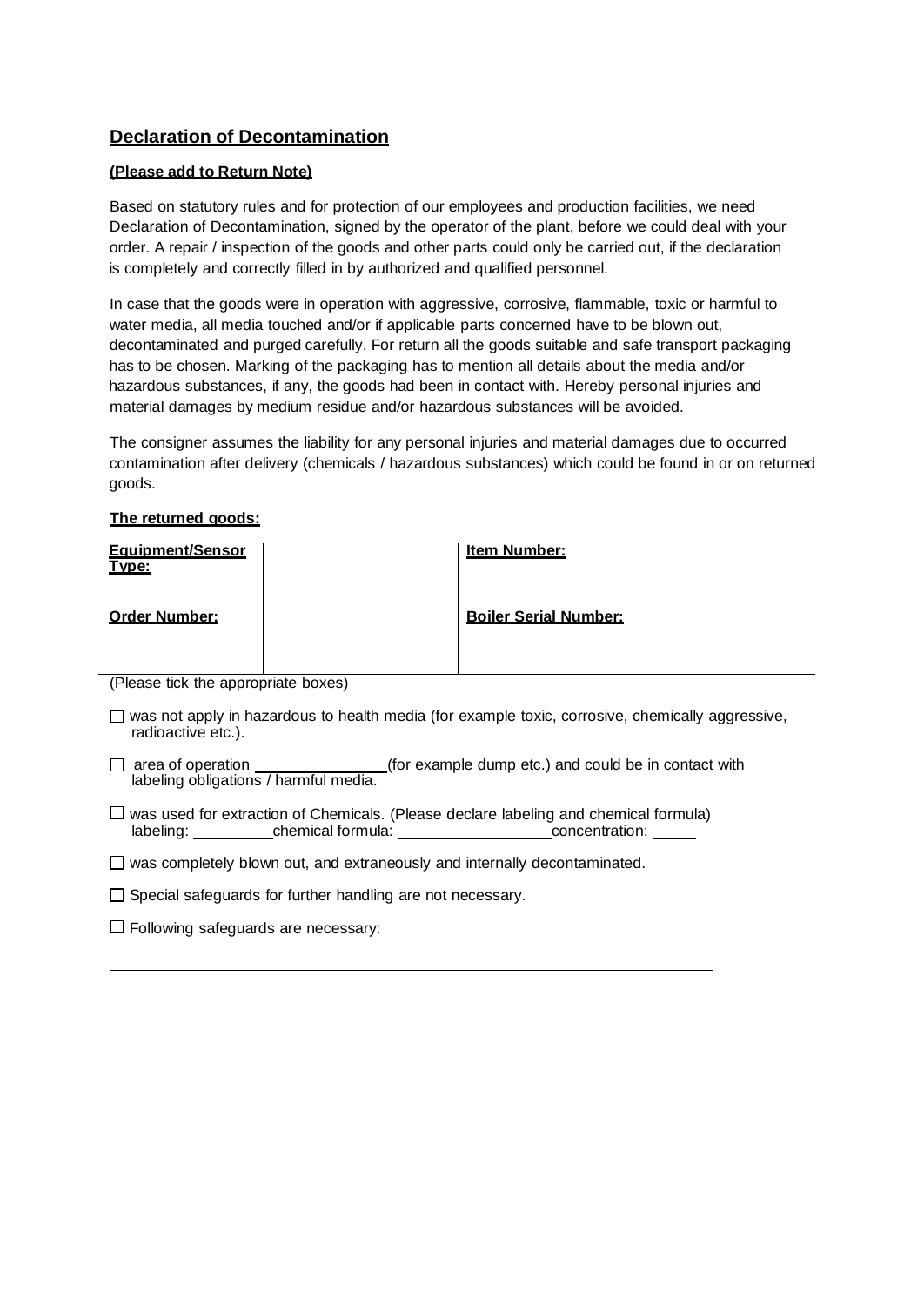## Declaration of Decontamination

**(Please add to Return Note)**

Based on statutory rules and for protection of our employees and production facilities, we need Declaration of Decontamination, signed by the operator of the plant, before we could deal with your order. A repair / inspection of the goods and other parts could only be carried out, if the declaration is completely and correctly filled in by authorized and qualified personnel.

In case that the goods were in operation with aggressive, corrosive, flammable, toxic or harmful to water media, all media touched and/or if applicable parts concerned have to be blown out, decontaminated and purged carefully. For return all the goods suitable and safe transport packaging has to be chosen. Marking of the packaging has to mention all details about the media and/or hazardous substances, if any, the goods had been in contact with. Hereby personal injuries and material damages by medium residue and/or hazardous substances will be avoided.

The consigner assumes the liability for any personal injuries and material damages due to occurred contamination after delivery (chemicals / hazardous substances) which could be found in or on returned goods.

**The returned goods:**

| **Equipment/Sensor Type:** | | **Item Number:** | |
|---|---|---|---|
| **Order Number:** | | **Boiler Serial Number:** | |

(Please tick the appropriate boxes)

☐ was not apply in hazardous to health media (for example toxic, corrosive, chemically aggressive, radioactive etc.).

☐ area of operation ______________ (for example dump etc.) and could be in contact with labeling obligations / harmful media.

☐ was used for extraction of Chemicals. (Please declare labeling and chemical formula)
labeling: _________ chemical formula: _________________ concentration: _____

☐ was completely blown out, and extraneously and internally decontaminated.

☐ Special safeguards for further handling are not necessary.

☐ Following safeguards are necessary:

_______________________________________________________________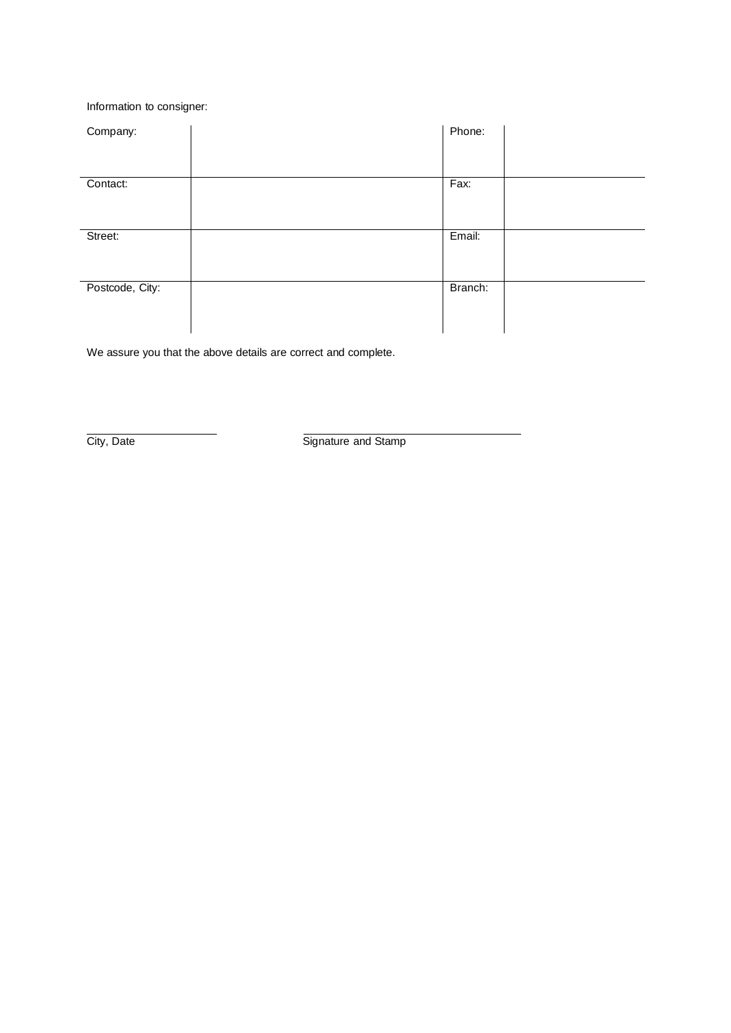Information to consigner:

| | | | |
|---|---|---|---|
| Company: | | Phone: | |
| Contact: | | Fax: | |
| Street: | | Email: | |
| Postcode, City: | | Branch: | |

We assure you that the above details are correct and complete.

City, Date

Signature and Stamp